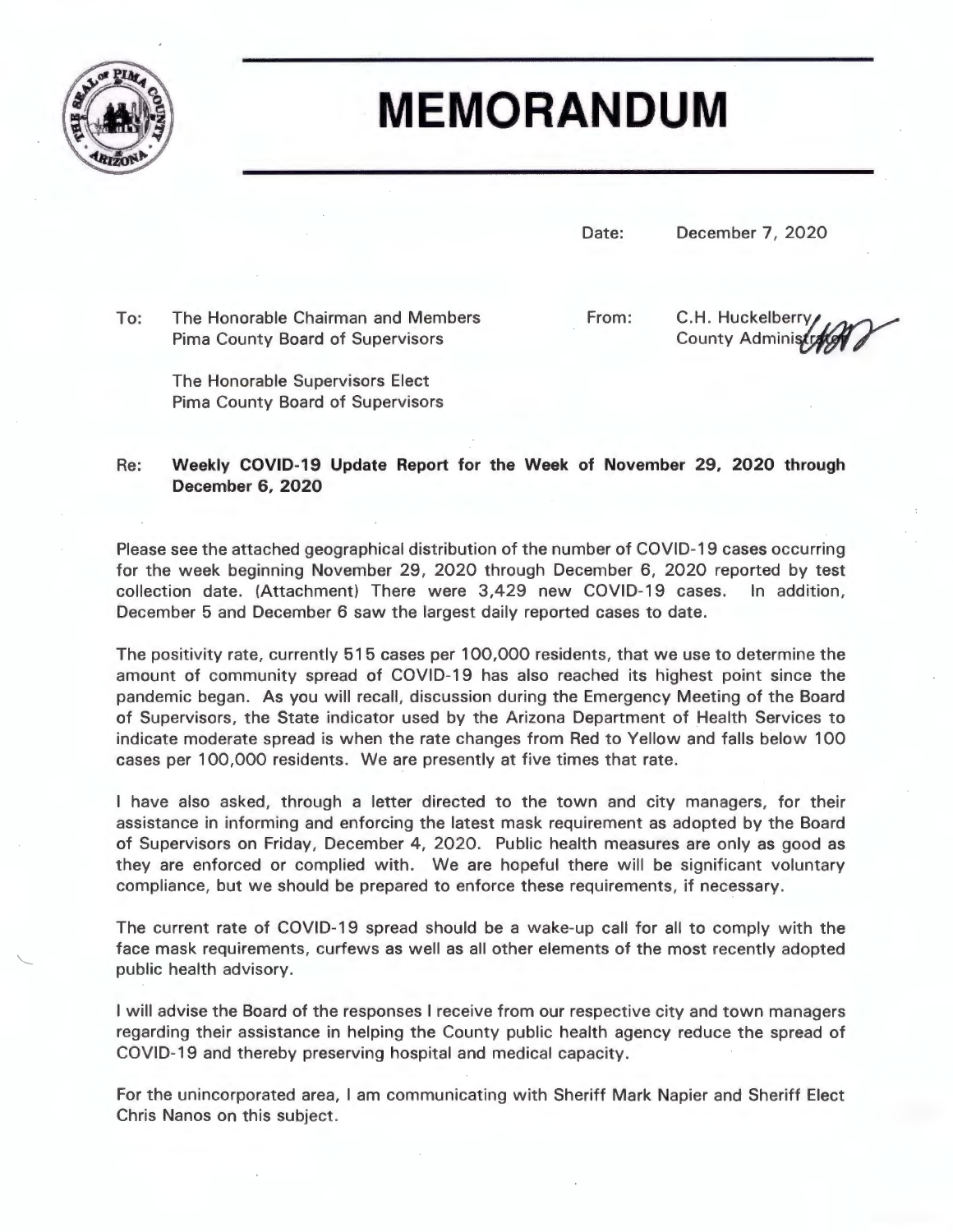# MEMORANDUM

Date: December 7, 2020

To: The Honorable Chairman and Members
Pima County Board of Supervisors

The Honorable Supervisors Elect
Pima County Board of Supervisors

From: C.H. Huckelberry
County Administrator

Re: **Weekly COVID-19 Update Report for the Week of November 29, 2020 through December 6, 2020**

Please see the attached geographical distribution of the number of COVID-19 cases occurring for the week beginning November 29, 2020 through December 6, 2020 reported by test collection date. (Attachment) There were 3,429 new COVID-19 cases. In addition, December 5 and December 6 saw the largest daily reported cases to date.

The positivity rate, currently 515 cases per 100,000 residents, that we use to determine the amount of community spread of COVID-19 has also reached its highest point since the pandemic began. As you will recall, discussion during the Emergency Meeting of the Board of Supervisors, the State indicator used by the Arizona Department of Health Services to indicate moderate spread is when the rate changes from Red to Yellow and falls below 100 cases per 100,000 residents. We are presently at five times that rate.

I have also asked, through a letter directed to the town and city managers, for their assistance in informing and enforcing the latest mask requirement as adopted by the Board of Supervisors on Friday, December 4, 2020. Public health measures are only as good as they are enforced or complied with. We are hopeful there will be significant voluntary compliance, but we should be prepared to enforce these requirements, if necessary.

The current rate of COVID-19 spread should be a wake-up call for all to comply with the face mask requirements, curfews as well as all other elements of the most recently adopted public health advisory.

I will advise the Board of the responses I receive from our respective city and town managers regarding their assistance in helping the County public health agency reduce the spread of COVID-19 and thereby preserving hospital and medical capacity.

For the unincorporated area, I am communicating with Sheriff Mark Napier and Sheriff Elect Chris Nanos on this subject.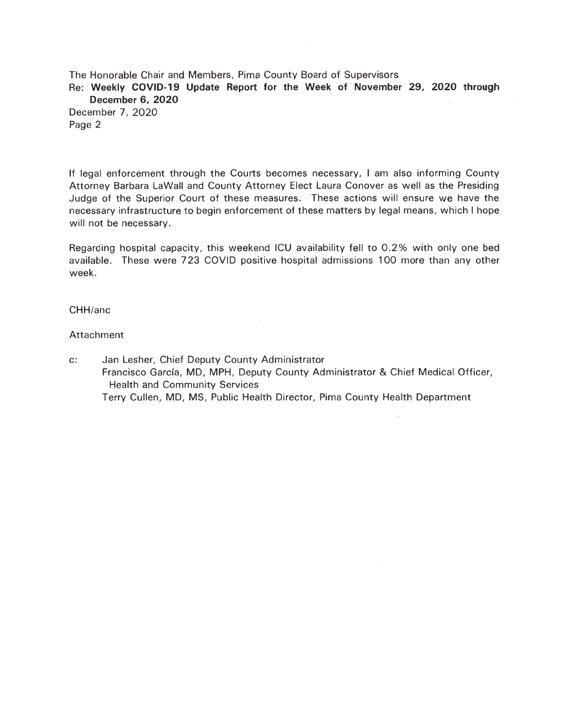If legal enforcement through the Courts becomes necessary, I am also informing County Attorney Barbara LaWall and County Attorney Elect Laura Conover as well as the Presiding Judge of the Superior Court of these measures. These actions will ensure we have the necessary infrastructure to begin enforcement of these matters by legal means, which I hope will not be necessary.

Regarding hospital capacity, this weekend ICU availability fell to 0.2% with only one bed available. These were 723 COVID positive hospital admissions 100 more than any other week.

CHH/anc

Attachment

c: Jan Lesher, Chief Deputy County Administrator
Francisco García, MD, MPH, Deputy County Administrator & Chief Medical Officer, Health and Community Services
Terry Cullen, MD, MS, Public Health Director, Pima County Health Department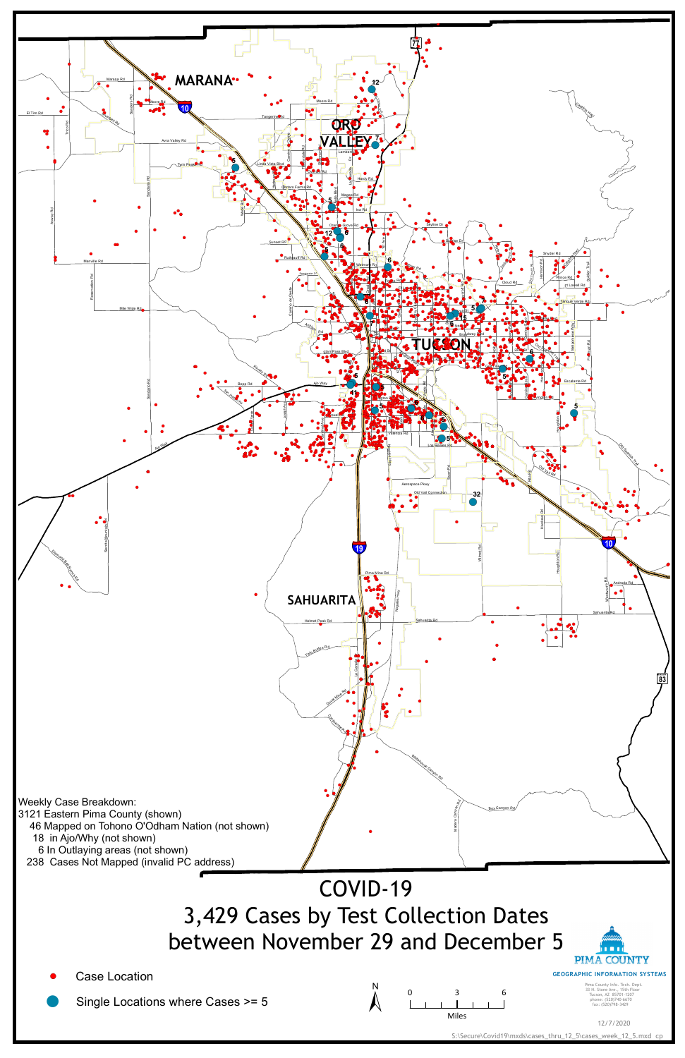Weekly Case Breakdown:
3121 Eastern Pima County (shown)
46 Mapped on Tohono O'Odham Nation (not shown)
18 in Ajo/Why (not shown)
6 In Outlaying areas (not shown)
238 Cases Not Mapped (invalid PC address)

# COVID-19

## 3,429 Cases by Test Collection Dates between November 29 and December 5

- Case Location
- Single Locations where Cases >= 5

MARANA
ORO VALLEY
TUCSON
SAHUARITA

N
0 3 6
Miles

PIMA COUNTY
GEOGRAPHIC INFORMATION SYSTEMS
Pima County Info. Tech. Dept.
33 N. Stone Ave., 15th Floor
Tucson, AZ 85701-1207
phone: (520)740-6670
fax: (520)798-3429

12/7/2020

S:\Secure\Covid19\mxds\cases_thru_12_5\cases_week_12_5.mxd cp